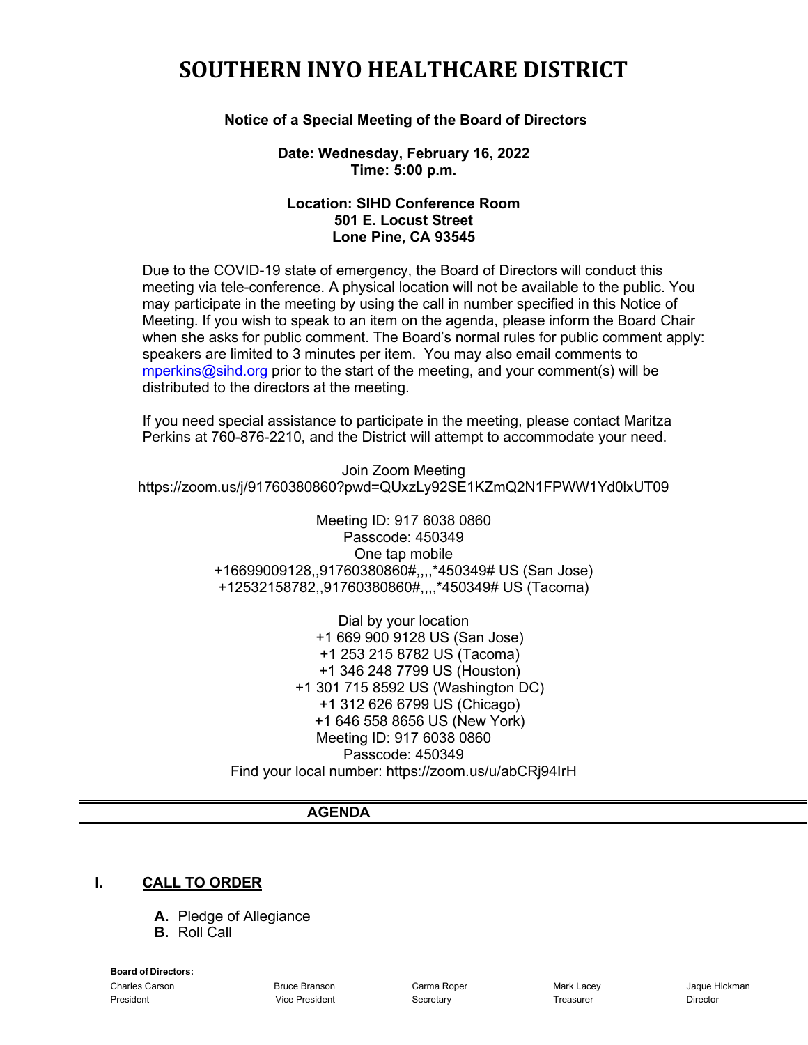# SOUTHERN INYO HEALTHCARE DISTRICT

**Notice of a Special Meeting of the Board of Directors**

**Date: Wednesday, February 16, 2022**
**Time: 5:00 p.m.**

**Location: SIHD Conference Room**
**501 E. Locust Street**
**Lone Pine, CA 93545**

Due to the COVID-19 state of emergency, the Board of Directors will conduct this meeting via tele-conference. A physical location will not be available to the public. You may participate in the meeting by using the call in number specified in this Notice of Meeting. If you wish to speak to an item on the agenda, please inform the Board Chair when she asks for public comment. The Board's normal rules for public comment apply: speakers are limited to 3 minutes per item. You may also email comments to mperkins@sihd.org prior to the start of the meeting, and your comment(s) will be distributed to the directors at the meeting.

If you need special assistance to participate in the meeting, please contact Maritza Perkins at 760-876-2210, and the District will attempt to accommodate your need.

Join Zoom Meeting
https://zoom.us/j/91760380860?pwd=QUxzLy92SE1KZmQ2N1FPWW1Yd0lxUT09

Meeting ID: 917 6038 0860
Passcode: 450349
One tap mobile
+16699009128,,91760380860#,,,,*450349# US (San Jose)
+12532158782,,91760380860#,,,,*450349# US (Tacoma)

Dial by your location
+1 669 900 9128 US (San Jose)
+1 253 215 8782 US (Tacoma)
+1 346 248 7799 US (Houston)
+1 301 715 8592 US (Washington DC)
+1 312 626 6799 US (Chicago)
+1 646 558 8656 US (New York)
Meeting ID: 917 6038 0860
Passcode: 450349
Find your local number: https://zoom.us/u/abCRj94IrH

## AGENDA

### I. CALL TO ORDER

- **A.** Pledge of Allegiance
- **B.** Roll Call

**Board of Directors:**

| Charles Carson | Bruce Branson | Carma Roper | Mark Lacey | Jaque Hickman |
|---|---|---|---|---|
| President | Vice President | Secretary | Treasurer | Director |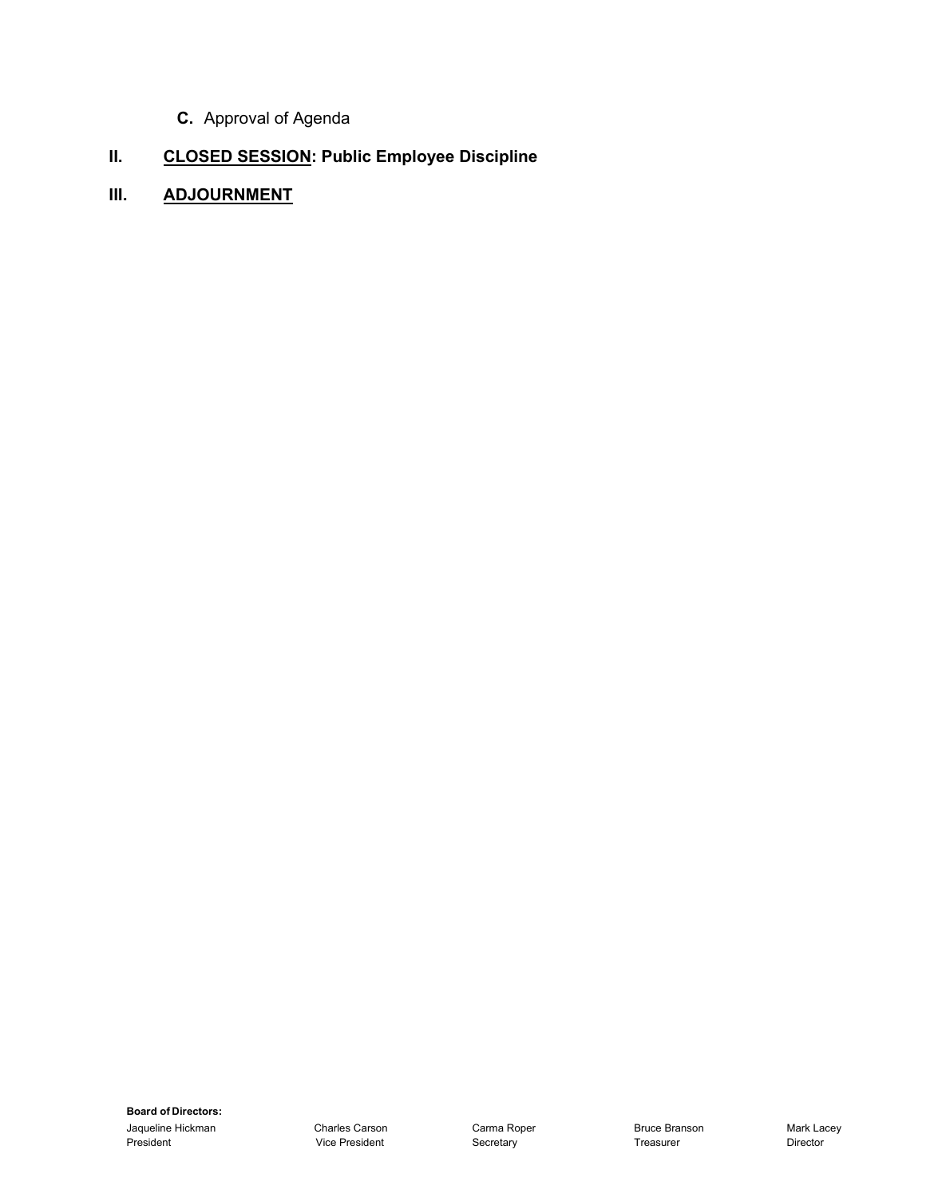**C.** Approval of Agenda

## II. <u>CLOSED SESSION</u>: Public Employee Discipline

## III. <u>ADJOURNMENT</u>

**Board of Directors:**

| | | | | |
|---|---|---|---|---|
| Jaqueline Hickman | Charles Carson | Carma Roper | Bruce Branson | Mark Lacey |
| President | Vice President | Secretary | Treasurer | Director |